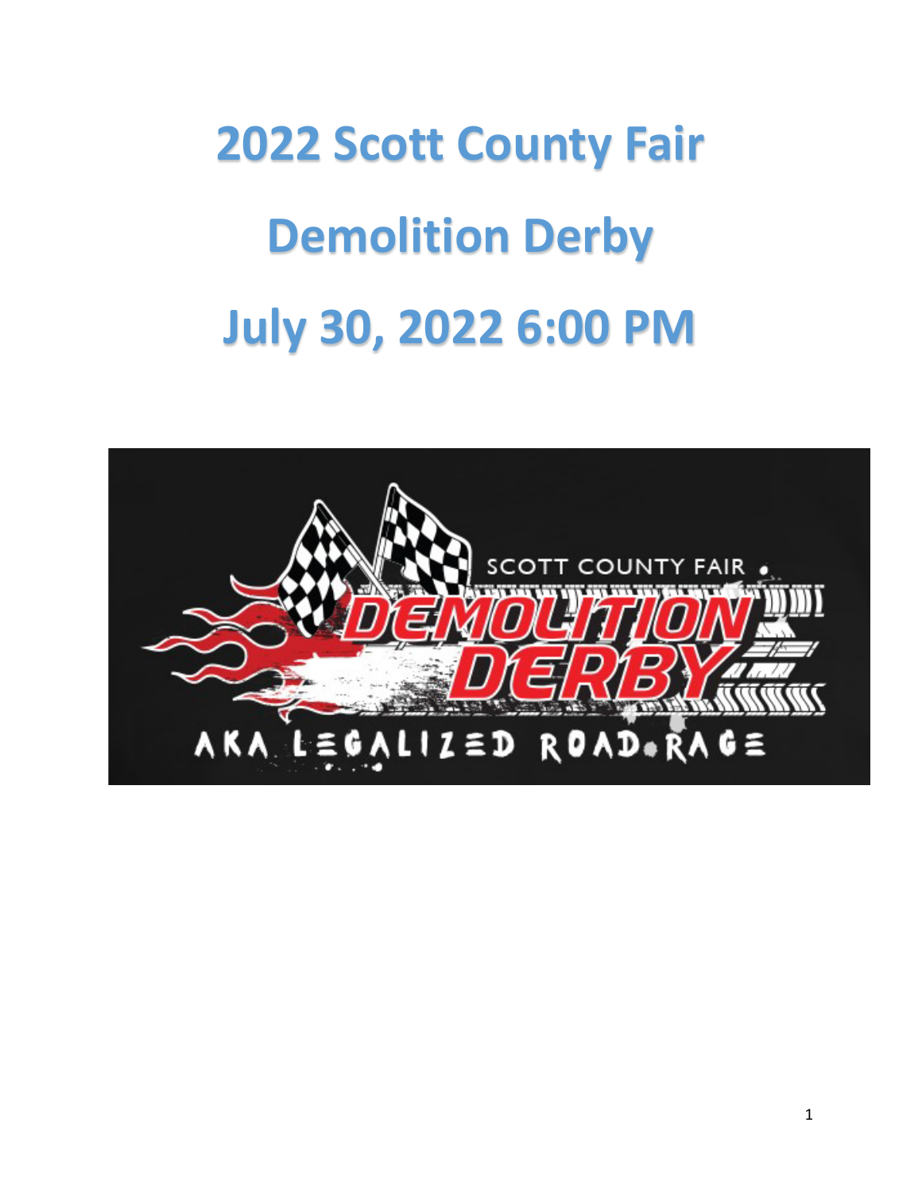# 2022 Scott County Fair

# Demolition Derby

# July 30, 2022 6:00 PM

SCOTT COUNTY FAIR

DEMOLITION DERBY

AKA LEGALIZED ROAD RAGE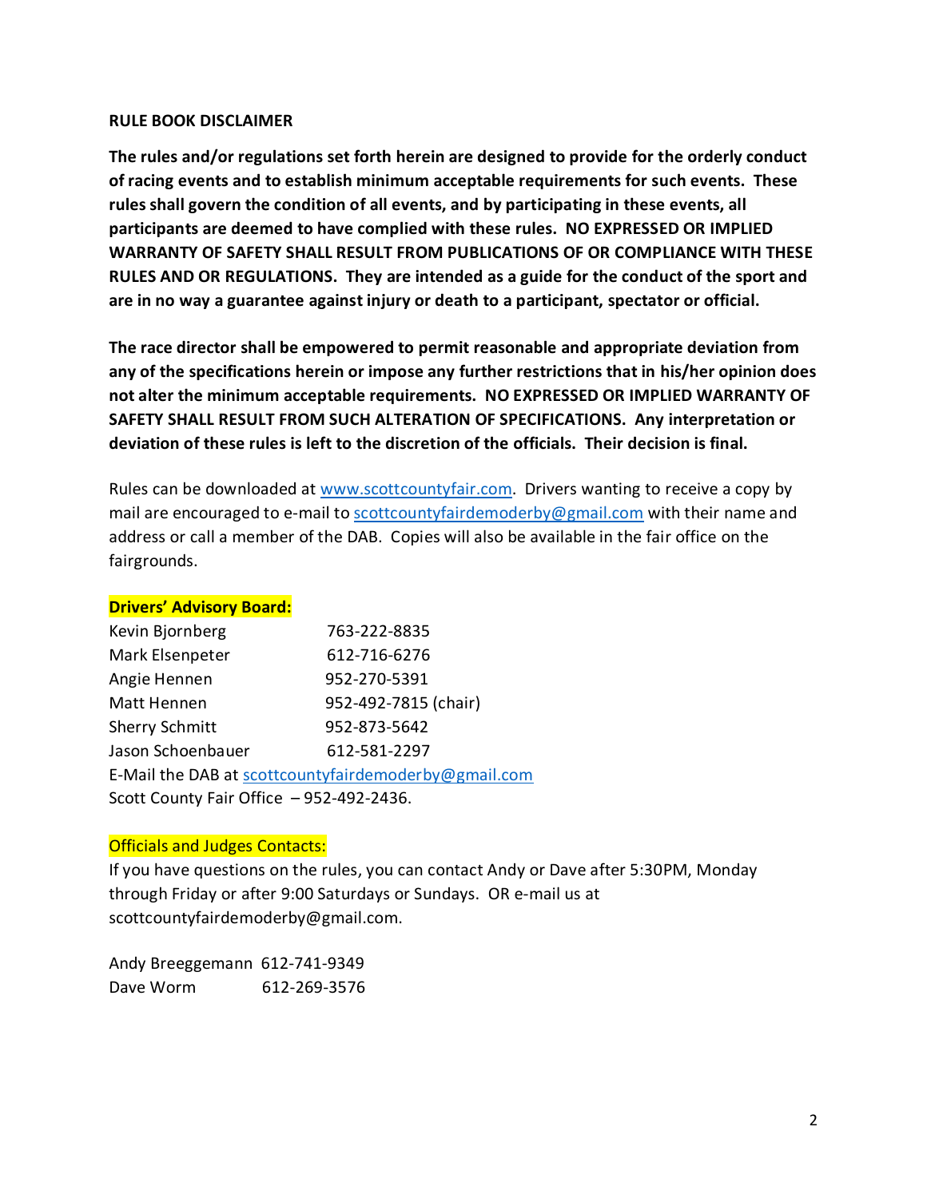**RULE BOOK DISCLAIMER**

**The rules and/or regulations set forth herein are designed to provide for the orderly conduct of racing events and to establish minimum acceptable requirements for such events. These rules shall govern the condition of all events, and by participating in these events, all participants are deemed to have complied with these rules. NO EXPRESSED OR IMPLIED WARRANTY OF SAFETY SHALL RESULT FROM PUBLICATIONS OF OR COMPLIANCE WITH THESE RULES AND OR REGULATIONS. They are intended as a guide for the conduct of the sport and are in no way a guarantee against injury or death to a participant, spectator or official.**

**The race director shall be empowered to permit reasonable and appropriate deviation from any of the specifications herein or impose any further restrictions that in his/her opinion does not alter the minimum acceptable requirements. NO EXPRESSED OR IMPLIED WARRANTY OF SAFETY SHALL RESULT FROM SUCH ALTERATION OF SPECIFICATIONS. Any interpretation or deviation of these rules is left to the discretion of the officials. Their decision is final.**

Rules can be downloaded at www.scottcountyfair.com. Drivers wanting to receive a copy by mail are encouraged to e-mail to scottcountyfairdemoderby@gmail.com with their name and address or call a member of the DAB. Copies will also be available in the fair office on the fairgrounds.

**Drivers' Advisory Board:**

| | |
|---|---|
| Kevin Bjornberg | 763-222-8835 |
| Mark Elsenpeter | 612-716-6276 |
| Angie Hennen | 952-270-5391 |
| Matt Hennen | 952-492-7815 (chair) |
| Sherry Schmitt | 952-873-5642 |
| Jason Schoenbauer | 612-581-2297 |

E-Mail the DAB at scottcountyfairdemoderby@gmail.com
Scott County Fair Office – 952-492-2436.

Officials and Judges Contacts:

If you have questions on the rules, you can contact Andy or Dave after 5:30PM, Monday through Friday or after 9:00 Saturdays or Sundays. OR e-mail us at scottcountyfairdemoderby@gmail.com.

| | |
|---|---|
| Andy Breeggemann | 612-741-9349 |
| Dave Worm | 612-269-3576 |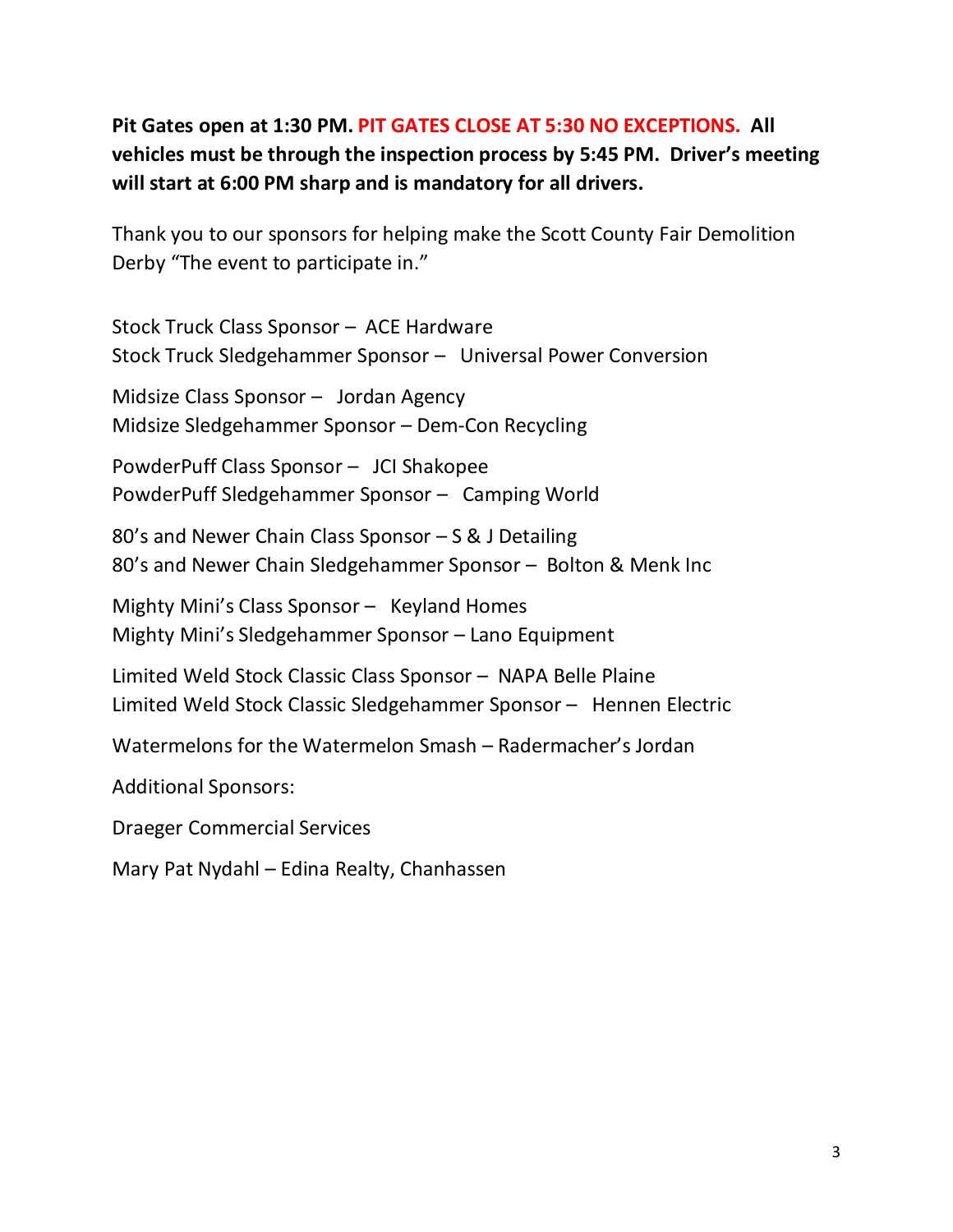**Pit Gates open at 1:30 PM. PIT GATES CLOSE AT 5:30 NO EXCEPTIONS. All vehicles must be through the inspection process by 5:45 PM. Driver's meeting will start at 6:00 PM sharp and is mandatory for all drivers.**

Thank you to our sponsors for helping make the Scott County Fair Demolition Derby "The event to participate in."

Stock Truck Class Sponsor – ACE Hardware
Stock Truck Sledgehammer Sponsor – Universal Power Conversion

Midsize Class Sponsor – Jordan Agency
Midsize Sledgehammer Sponsor – Dem-Con Recycling

PowderPuff Class Sponsor – JCI Shakopee
PowderPuff Sledgehammer Sponsor – Camping World

80's and Newer Chain Class Sponsor – S & J Detailing
80's and Newer Chain Sledgehammer Sponsor – Bolton & Menk Inc

Mighty Mini's Class Sponsor – Keyland Homes
Mighty Mini's Sledgehammer Sponsor – Lano Equipment

Limited Weld Stock Classic Class Sponsor – NAPA Belle Plaine
Limited Weld Stock Classic Sledgehammer Sponsor – Hennen Electric

Watermelons for the Watermelon Smash – Radermacher's Jordan

Additional Sponsors:

Draeger Commercial Services

Mary Pat Nydahl – Edina Realty, Chanhassen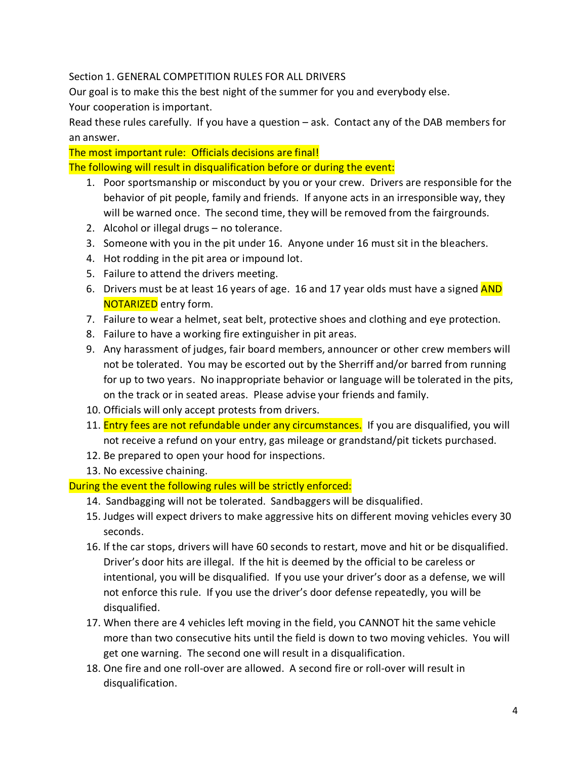## Section 1. GENERAL COMPETITION RULES FOR ALL DRIVERS

Our goal is to make this the best night of the summer for you and everybody else.

Your cooperation is important.

Read these rules carefully. If you have a question – ask. Contact any of the DAB members for an answer.

**The most important rule: Officials decisions are final!**

**The following will result in disqualification before or during the event:**

1. Poor sportsmanship or misconduct by you or your crew. Drivers are responsible for the behavior of pit people, family and friends. If anyone acts in an irresponsible way, they will be warned once. The second time, they will be removed from the fairgrounds.
2. Alcohol or illegal drugs – no tolerance.
3. Someone with you in the pit under 16. Anyone under 16 must sit in the bleachers.
4. Hot rodding in the pit area or impound lot.
5. Failure to attend the drivers meeting.
6. Drivers must be at least 16 years of age. 16 and 17 year olds must have a signed **AND NOTARIZED** entry form.
7. Failure to wear a helmet, seat belt, protective shoes and clothing and eye protection.
8. Failure to have a working fire extinguisher in pit areas.
9. Any harassment of judges, fair board members, announcer or other crew members will not be tolerated. You may be escorted out by the Sherriff and/or barred from running for up to two years. No inappropriate behavior or language will be tolerated in the pits, on the track or in seated areas. Please advise your friends and family.
10. Officials will only accept protests from drivers.
11. **Entry fees are not refundable under any circumstances.** If you are disqualified, you will not receive a refund on your entry, gas mileage or grandstand/pit tickets purchased.
12. Be prepared to open your hood for inspections.
13. No excessive chaining.

**During the event the following rules will be strictly enforced:**

14. Sandbagging will not be tolerated. Sandbaggers will be disqualified.
15. Judges will expect drivers to make aggressive hits on different moving vehicles every 30 seconds.
16. If the car stops, drivers will have 60 seconds to restart, move and hit or be disqualified. Driver's door hits are illegal. If the hit is deemed by the official to be careless or intentional, you will be disqualified. If you use your driver's door as a defense, we will not enforce this rule. If you use the driver's door defense repeatedly, you will be disqualified.
17. When there are 4 vehicles left moving in the field, you CANNOT hit the same vehicle more than two consecutive hits until the field is down to two moving vehicles. You will get one warning. The second one will result in a disqualification.
18. One fire and one roll-over are allowed. A second fire or roll-over will result in disqualification.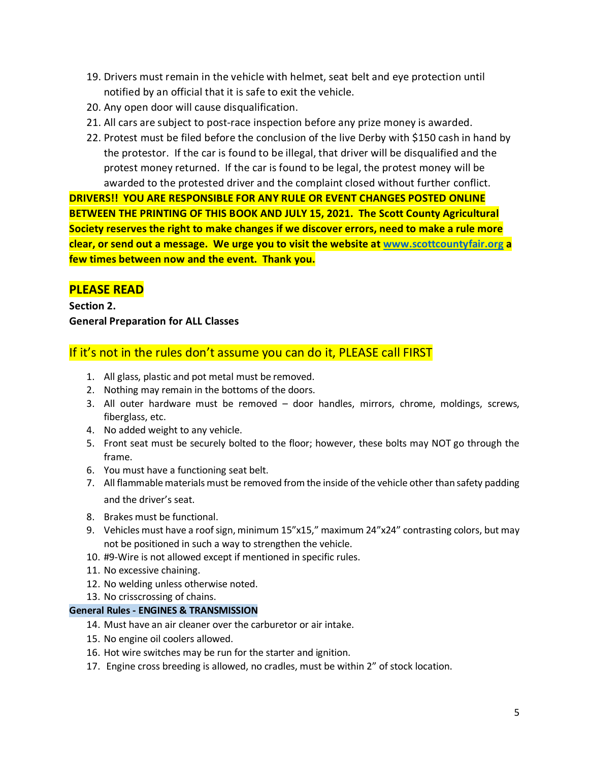19. Drivers must remain in the vehicle with helmet, seat belt and eye protection until notified by an official that it is safe to exit the vehicle.
20. Any open door will cause disqualification.
21. All cars are subject to post-race inspection before any prize money is awarded.
22. Protest must be filed before the conclusion of the live Derby with $150 cash in hand by the protestor. If the car is found to be illegal, that driver will be disqualified and the protest money returned. If the car is found to be legal, the protest money will be awarded to the protested driver and the complaint closed without further conflict.

**DRIVERS!! YOU ARE RESPONSIBLE FOR ANY RULE OR EVENT CHANGES POSTED ONLINE BETWEEN THE PRINTING OF THIS BOOK AND JULY 15, 2021. The Scott County Agricultural Society reserves the right to make changes if we discover errors, need to make a rule more clear, or send out a message. We urge you to visit the website at [www.scottcountyfair.org](http://www.scottcountyfair.org) a few times between now and the event. Thank you.**

## PLEASE READ

**Section 2.**

**General Preparation for ALL Classes**

### If it's not in the rules don't assume you can do it, PLEASE call FIRST

1. All glass, plastic and pot metal must be removed.
2. Nothing may remain in the bottoms of the doors.
3. All outer hardware must be removed – door handles, mirrors, chrome, moldings, screws, fiberglass, etc.
4. No added weight to any vehicle.
5. Front seat must be securely bolted to the floor; however, these bolts may NOT go through the frame.
6. You must have a functioning seat belt.
7. All flammable materials must be removed from the inside of the vehicle other than safety padding and the driver's seat.
8. Brakes must be functional.
9. Vehicles must have a roof sign, minimum 15"x15," maximum 24"x24" contrasting colors, but may not be positioned in such a way to strengthen the vehicle.
10. #9-Wire is not allowed except if mentioned in specific rules.
11. No excessive chaining.
12. No welding unless otherwise noted.
13. No crisscrossing of chains.

**General Rules - ENGINES & TRANSMISSION**

14. Must have an air cleaner over the carburetor or air intake.
15. No engine oil coolers allowed.
16. Hot wire switches may be run for the starter and ignition.
17. Engine cross breeding is allowed, no cradles, must be within 2" of stock location.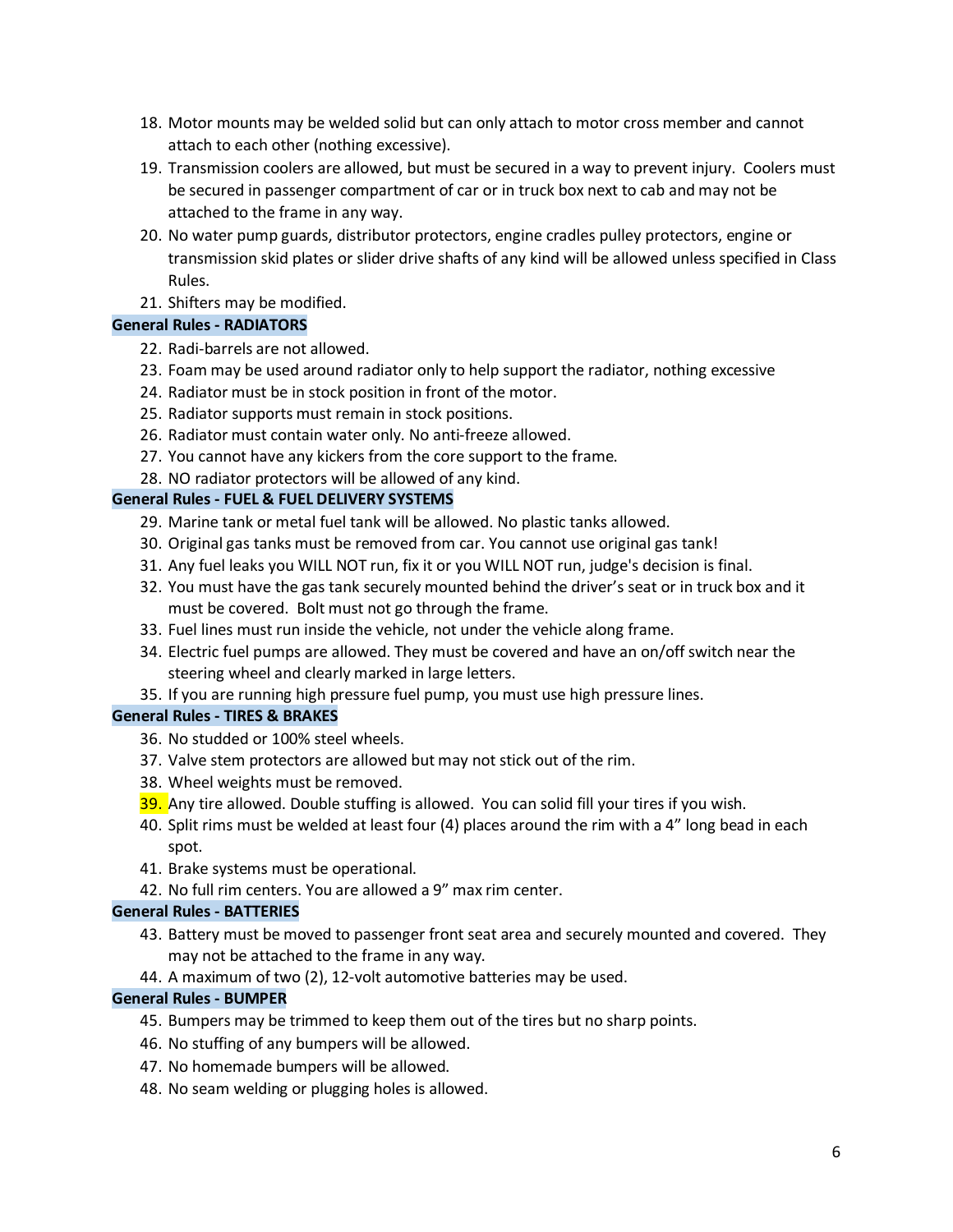18. Motor mounts may be welded solid but can only attach to motor cross member and cannot attach to each other (nothing excessive).
19. Transmission coolers are allowed, but must be secured in a way to prevent injury. Coolers must be secured in passenger compartment of car or in truck box next to cab and may not be attached to the frame in any way.
20. No water pump guards, distributor protectors, engine cradles pulley protectors, engine or transmission skid plates or slider drive shafts of any kind will be allowed unless specified in Class Rules.
21. Shifters may be modified.

**General Rules - RADIATORS**

22. Radi-barrels are not allowed.
23. Foam may be used around radiator only to help support the radiator, nothing excessive
24. Radiator must be in stock position in front of the motor.
25. Radiator supports must remain in stock positions.
26. Radiator must contain water only. No anti-freeze allowed.
27. You cannot have any kickers from the core support to the frame.
28. NO radiator protectors will be allowed of any kind.

**General Rules - FUEL & FUEL DELIVERY SYSTEMS**

29. Marine tank or metal fuel tank will be allowed. No plastic tanks allowed.
30. Original gas tanks must be removed from car. You cannot use original gas tank!
31. Any fuel leaks you WILL NOT run, fix it or you WILL NOT run, judge's decision is final.
32. You must have the gas tank securely mounted behind the driver's seat or in truck box and it must be covered. Bolt must not go through the frame.
33. Fuel lines must run inside the vehicle, not under the vehicle along frame.
34. Electric fuel pumps are allowed. They must be covered and have an on/off switch near the steering wheel and clearly marked in large letters.
35. If you are running high pressure fuel pump, you must use high pressure lines.

**General Rules - TIRES & BRAKES**

36. No studded or 100% steel wheels.
37. Valve stem protectors are allowed but may not stick out of the rim.
38. Wheel weights must be removed.
39. Any tire allowed. Double stuffing is allowed. You can solid fill your tires if you wish.
40. Split rims must be welded at least four (4) places around the rim with a 4" long bead in each spot.
41. Brake systems must be operational.
42. No full rim centers. You are allowed a 9" max rim center.

**General Rules - BATTERIES**

43. Battery must be moved to passenger front seat area and securely mounted and covered. They may not be attached to the frame in any way.
44. A maximum of two (2), 12-volt automotive batteries may be used.

**General Rules - BUMPER**

45. Bumpers may be trimmed to keep them out of the tires but no sharp points.
46. No stuffing of any bumpers will be allowed.
47. No homemade bumpers will be allowed.
48. No seam welding or plugging holes is allowed.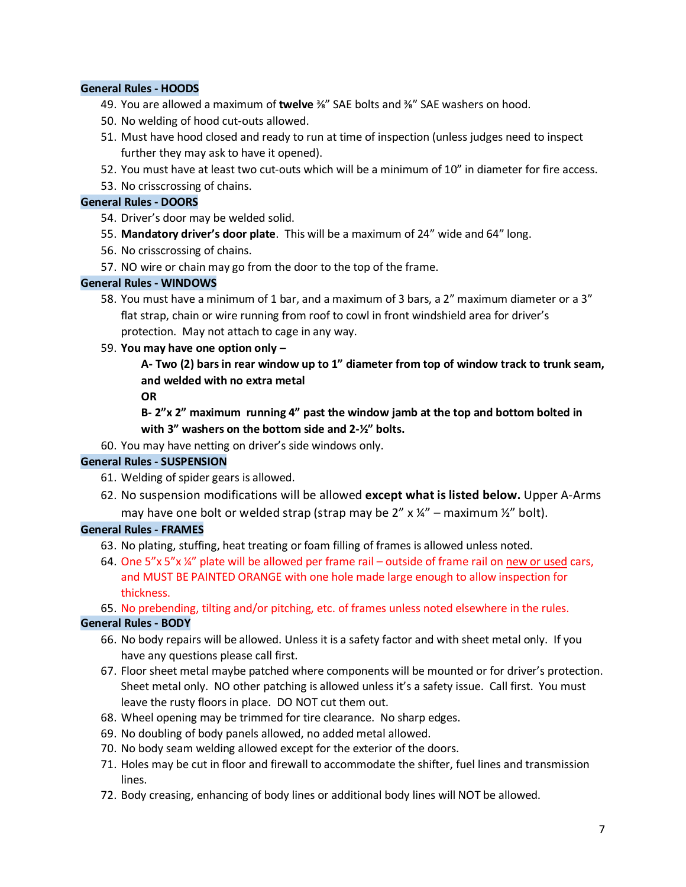## General Rules - HOODS

49. You are allowed a maximum of **twelve** ⅜" SAE bolts and ⅜" SAE washers on hood.
50. No welding of hood cut-outs allowed.
51. Must have hood closed and ready to run at time of inspection (unless judges need to inspect further they may ask to have it opened).
52. You must have at least two cut-outs which will be a minimum of 10" in diameter for fire access.
53. No crisscrossing of chains.

## General Rules - DOORS

54. Driver's door may be welded solid.
55. **Mandatory driver's door plate**. This will be a maximum of 24" wide and 64" long.
56. No crisscrossing of chains.
57. NO wire or chain may go from the door to the top of the frame.

## General Rules - WINDOWS

58. You must have a minimum of 1 bar, and a maximum of 3 bars, a 2" maximum diameter or a 3" flat strap, chain or wire running from roof to cowl in front windshield area for driver's protection. May not attach to cage in any way.
59. **You may have one option only –**

    **A- Two (2) bars in rear window up to 1" diameter from top of window track to trunk seam, and welded with no extra metal**

    **OR**

    **B- 2"x 2" maximum running 4" past the window jamb at the top and bottom bolted in with 3" washers on the bottom side and 2-½" bolts.**
60. You may have netting on driver's side windows only.

## General Rules - SUSPENSION

61. Welding of spider gears is allowed.
62. No suspension modifications will be allowed **except what is listed below.** Upper A-Arms may have one bolt or welded strap (strap may be 2" x ¼" – maximum ½" bolt).

## General Rules - FRAMES

63. No plating, stuffing, heat treating or foam filling of frames is allowed unless noted.
64. One 5"x 5"x ¼" plate will be allowed per frame rail – outside of frame rail on new or used cars, and MUST BE PAINTED ORANGE with one hole made large enough to allow inspection for thickness.
65. No prebending, tilting and/or pitching, etc. of frames unless noted elsewhere in the rules.

## General Rules - BODY

66. No body repairs will be allowed. Unless it is a safety factor and with sheet metal only. If you have any questions please call first.
67. Floor sheet metal maybe patched where components will be mounted or for driver's protection. Sheet metal only. NO other patching is allowed unless it's a safety issue. Call first. You must leave the rusty floors in place. DO NOT cut them out.
68. Wheel opening may be trimmed for tire clearance. No sharp edges.
69. No doubling of body panels allowed, no added metal allowed.
70. No body seam welding allowed except for the exterior of the doors.
71. Holes may be cut in floor and firewall to accommodate the shifter, fuel lines and transmission lines.
72. Body creasing, enhancing of body lines or additional body lines will NOT be allowed.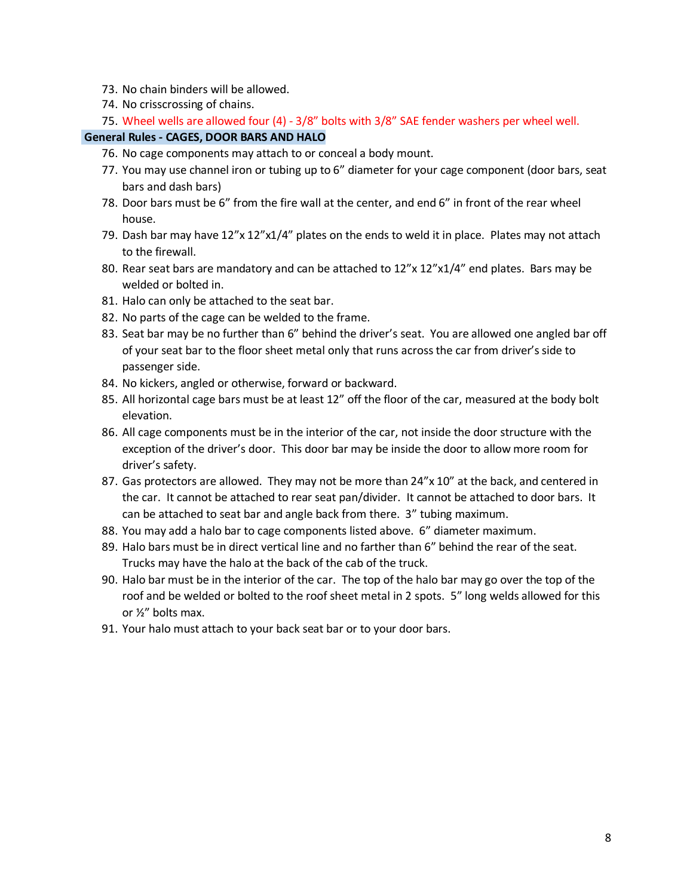73. No chain binders will be allowed.
74. No crisscrossing of chains.
75. Wheel wells are allowed four (4) - 3/8" bolts with 3/8" SAE fender washers per wheel well.

**General Rules - CAGES, DOOR BARS AND HALO**

76. No cage components may attach to or conceal a body mount.
77. You may use channel iron or tubing up to 6" diameter for your cage component (door bars, seat bars and dash bars)
78. Door bars must be 6" from the fire wall at the center, and end 6" in front of the rear wheel house.
79. Dash bar may have 12"x 12"x1/4" plates on the ends to weld it in place. Plates may not attach to the firewall.
80. Rear seat bars are mandatory and can be attached to 12"x 12"x1/4" end plates. Bars may be welded or bolted in.
81. Halo can only be attached to the seat bar.
82. No parts of the cage can be welded to the frame.
83. Seat bar may be no further than 6" behind the driver's seat. You are allowed one angled bar off of your seat bar to the floor sheet metal only that runs across the car from driver's side to passenger side.
84. No kickers, angled or otherwise, forward or backward.
85. All horizontal cage bars must be at least 12" off the floor of the car, measured at the body bolt elevation.
86. All cage components must be in the interior of the car, not inside the door structure with the exception of the driver's door. This door bar may be inside the door to allow more room for driver's safety.
87. Gas protectors are allowed. They may not be more than 24"x 10" at the back, and centered in the car. It cannot be attached to rear seat pan/divider. It cannot be attached to door bars. It can be attached to seat bar and angle back from there. 3" tubing maximum.
88. You may add a halo bar to cage components listed above. 6" diameter maximum.
89. Halo bars must be in direct vertical line and no farther than 6" behind the rear of the seat. Trucks may have the halo at the back of the cab of the truck.
90. Halo bar must be in the interior of the car. The top of the halo bar may go over the top of the roof and be welded or bolted to the roof sheet metal in 2 spots. 5" long welds allowed for this or ½" bolts max.
91. Your halo must attach to your back seat bar or to your door bars.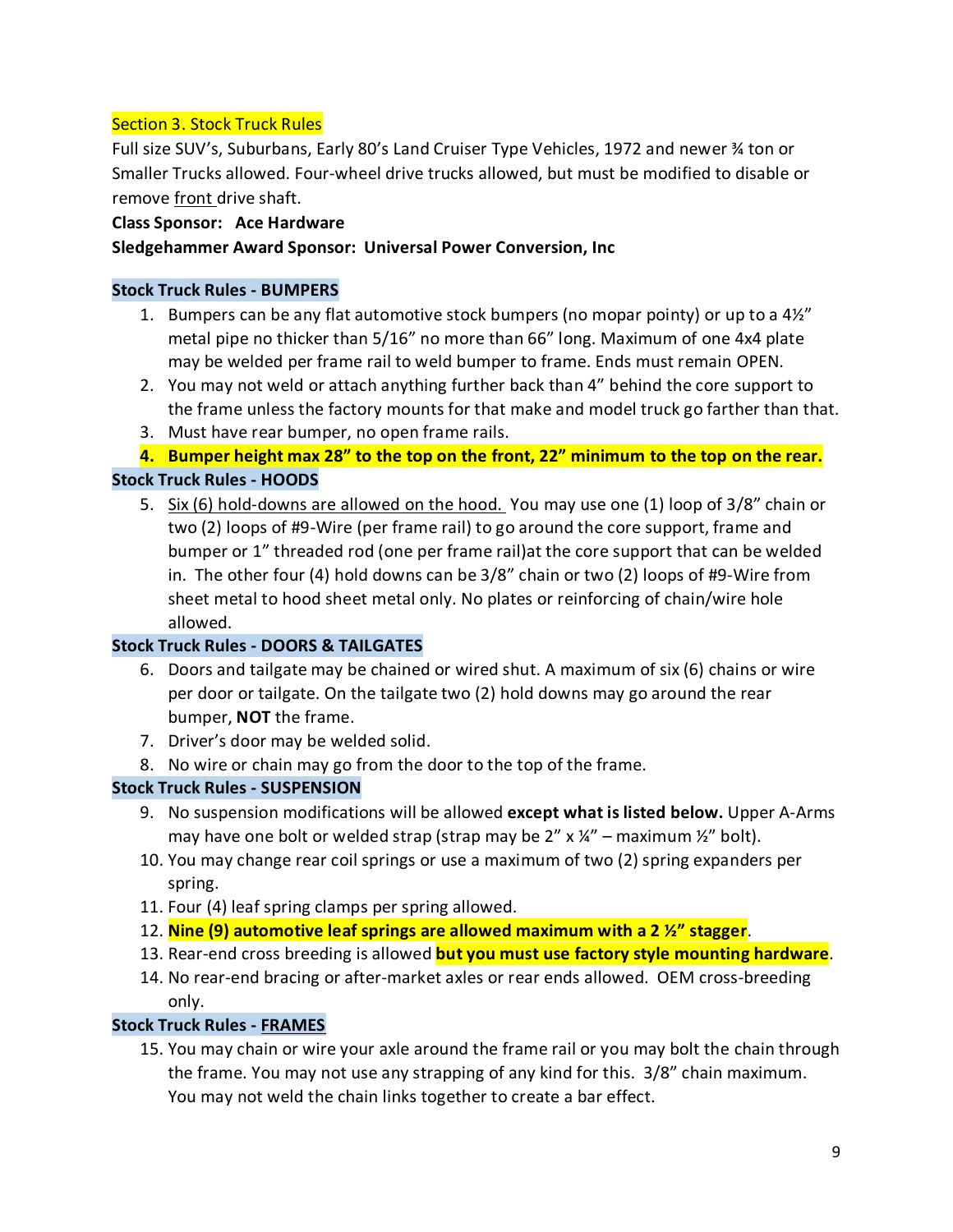## Section 3. Stock Truck Rules

Full size SUV's, Suburbans, Early 80's Land Cruiser Type Vehicles, 1972 and newer ¾ ton or Smaller Trucks allowed. Four-wheel drive trucks allowed, but must be modified to disable or remove front drive shaft.

**Class Sponsor: Ace Hardware**

**Sledgehammer Award Sponsor: Universal Power Conversion, Inc**

### Stock Truck Rules - BUMPERS

1. Bumpers can be any flat automotive stock bumpers (no mopar pointy) or up to a 4½" metal pipe no thicker than 5/16" no more than 66" long. Maximum of one 4x4 plate may be welded per frame rail to weld bumper to frame. Ends must remain OPEN.
2. You may not weld or attach anything further back than 4" behind the core support to the frame unless the factory mounts for that make and model truck go farther than that.
3. Must have rear bumper, no open frame rails.
4. **Bumper height max 28" to the top on the front, 22" minimum to the top on the rear.**

### Stock Truck Rules - HOODS

5. Six (6) hold-downs are allowed on the hood. You may use one (1) loop of 3/8" chain or two (2) loops of #9-Wire (per frame rail) to go around the core support, frame and bumper or 1" threaded rod (one per frame rail)at the core support that can be welded in. The other four (4) hold downs can be 3/8" chain or two (2) loops of #9-Wire from sheet metal to hood sheet metal only. No plates or reinforcing of chain/wire hole allowed.

### Stock Truck Rules - DOORS & TAILGATES

6. Doors and tailgate may be chained or wired shut. A maximum of six (6) chains or wire per door or tailgate. On the tailgate two (2) hold downs may go around the rear bumper, **NOT** the frame.
7. Driver's door may be welded solid.
8. No wire or chain may go from the door to the top of the frame.

### Stock Truck Rules - SUSPENSION

9. No suspension modifications will be allowed **except what is listed below.** Upper A-Arms may have one bolt or welded strap (strap may be 2" x ¼" – maximum ½" bolt).
10. You may change rear coil springs or use a maximum of two (2) spring expanders per spring.
11. Four (4) leaf spring clamps per spring allowed.
12. **Nine (9) automotive leaf springs are allowed maximum with a 2 ½" stagger**.
13. Rear-end cross breeding is allowed **but you must use factory style mounting hardware**.
14. No rear-end bracing or after-market axles or rear ends allowed. OEM cross-breeding only.

### Stock Truck Rules - FRAMES

15. You may chain or wire your axle around the frame rail or you may bolt the chain through the frame. You may not use any strapping of any kind for this. 3/8" chain maximum. You may not weld the chain links together to create a bar effect.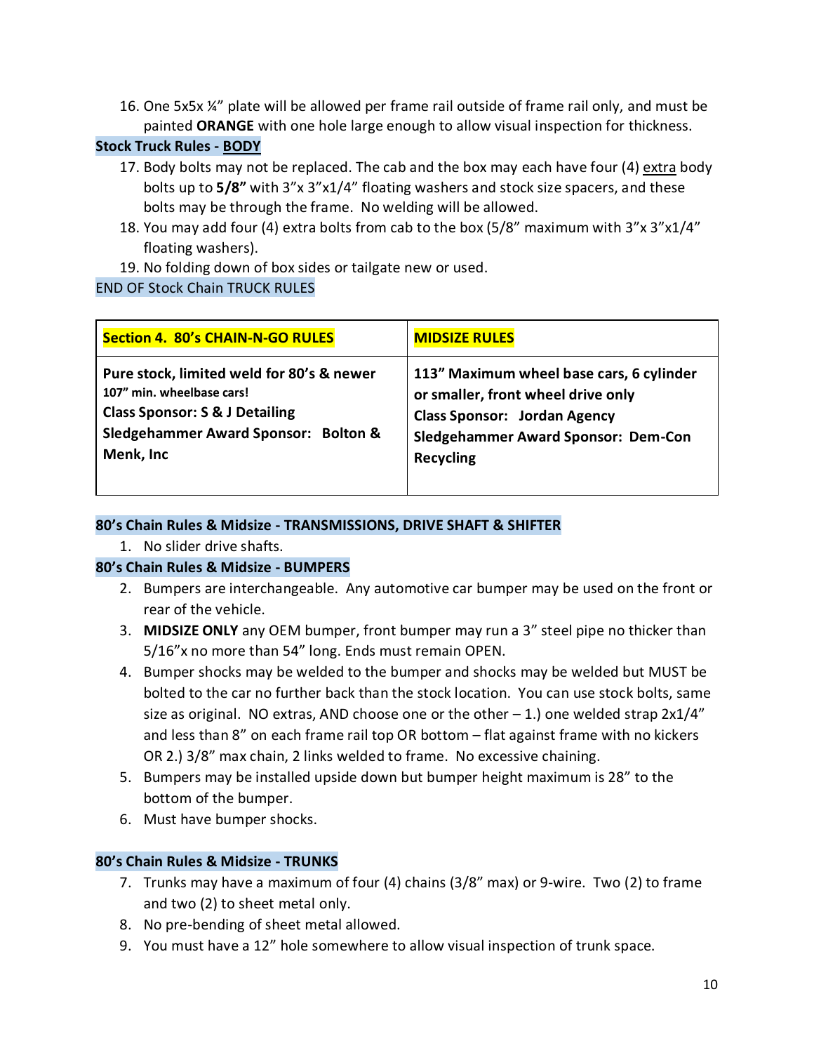16. One 5x5x ¼" plate will be allowed per frame rail outside of frame rail only, and must be painted **ORANGE** with one hole large enough to allow visual inspection for thickness.

**Stock Truck Rules - BODY**

17. Body bolts may not be replaced. The cab and the box may each have four (4) extra body bolts up to **5/8"** with 3"x 3"x1/4" floating washers and stock size spacers, and these bolts may be through the frame. No welding will be allowed.
18. You may add four (4) extra bolts from cab to the box (5/8" maximum with 3"x 3"x1/4" floating washers).
19. No folding down of box sides or tailgate new or used.

END OF Stock Chain TRUCK RULES

| **Section 4. 80's CHAIN-N-GO RULES** | **MIDSIZE RULES** |
|---|---|
| **Pure stock, limited weld for 80's & newer 107" min. wheelbase cars!**<br>**Class Sponsor: S & J Detailing**<br>**Sledgehammer Award Sponsor: Bolton & Menk, Inc** | **113" Maximum wheel base cars, 6 cylinder or smaller, front wheel drive only**<br>**Class Sponsor: Jordan Agency**<br>**Sledgehammer Award Sponsor: Dem-Con Recycling** |

**80's Chain Rules & Midsize - TRANSMISSIONS, DRIVE SHAFT & SHIFTER**

1. No slider drive shafts.

**80's Chain Rules & Midsize - BUMPERS**

2. Bumpers are interchangeable. Any automotive car bumper may be used on the front or rear of the vehicle.
3. **MIDSIZE ONLY** any OEM bumper, front bumper may run a 3" steel pipe no thicker than 5/16"x no more than 54" long. Ends must remain OPEN.
4. Bumper shocks may be welded to the bumper and shocks may be welded but MUST be bolted to the car no further back than the stock location. You can use stock bolts, same size as original. NO extras, AND choose one or the other – 1.) one welded strap 2x1/4" and less than 8" on each frame rail top OR bottom – flat against frame with no kickers OR 2.) 3/8" max chain, 2 links welded to frame. No excessive chaining.
5. Bumpers may be installed upside down but bumper height maximum is 28" to the bottom of the bumper.
6. Must have bumper shocks.

**80's Chain Rules & Midsize - TRUNKS**

7. Trunks may have a maximum of four (4) chains (3/8" max) or 9-wire. Two (2) to frame and two (2) to sheet metal only.
8. No pre-bending of sheet metal allowed.
9. You must have a 12" hole somewhere to allow visual inspection of trunk space.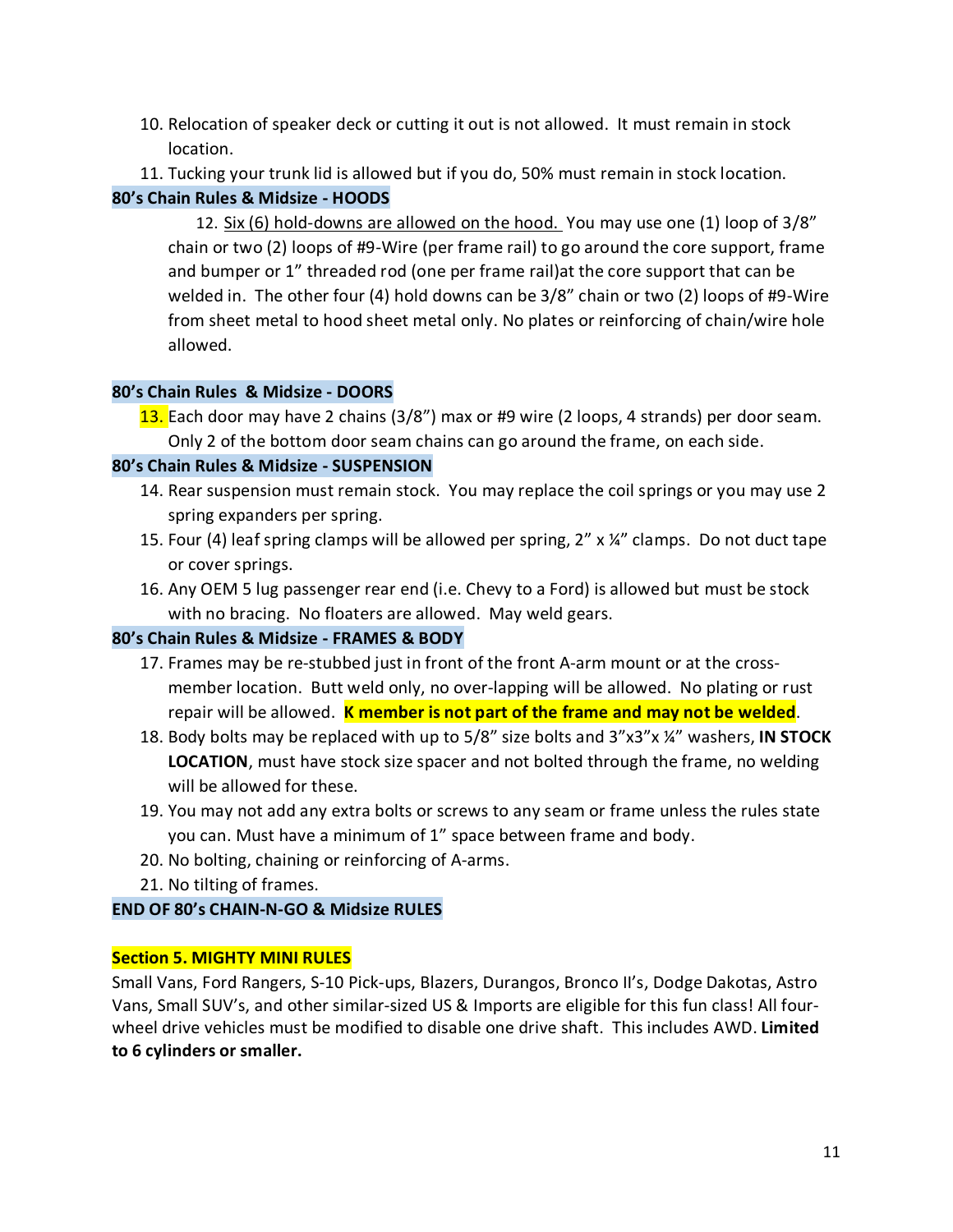10. Relocation of speaker deck or cutting it out is not allowed. It must remain in stock location.
11. Tucking your trunk lid is allowed but if you do, 50% must remain in stock location.

**80's Chain Rules & Midsize - HOODS**

12. Six (6) hold-downs are allowed on the hood. You may use one (1) loop of 3/8" chain or two (2) loops of #9-Wire (per frame rail) to go around the core support, frame and bumper or 1" threaded rod (one per frame rail)at the core support that can be welded in. The other four (4) hold downs can be 3/8" chain or two (2) loops of #9-Wire from sheet metal to hood sheet metal only. No plates or reinforcing of chain/wire hole allowed.

**80's Chain Rules & Midsize - DOORS**

13. Each door may have 2 chains (3/8") max or #9 wire (2 loops, 4 strands) per door seam. Only 2 of the bottom door seam chains can go around the frame, on each side.

**80's Chain Rules & Midsize - SUSPENSION**

14. Rear suspension must remain stock. You may replace the coil springs or you may use 2 spring expanders per spring.
15. Four (4) leaf spring clamps will be allowed per spring, 2" x ¼" clamps. Do not duct tape or cover springs.
16. Any OEM 5 lug passenger rear end (i.e. Chevy to a Ford) is allowed but must be stock with no bracing. No floaters are allowed. May weld gears.

**80's Chain Rules & Midsize - FRAMES & BODY**

17. Frames may be re-stubbed just in front of the front A-arm mount or at the cross-member location. Butt weld only, no over-lapping will be allowed. No plating or rust repair will be allowed. **K member is not part of the frame and may not be welded**.
18. Body bolts may be replaced with up to 5/8" size bolts and 3"x3"x ¼" washers, **IN STOCK LOCATION**, must have stock size spacer and not bolted through the frame, no welding will be allowed for these.
19. You may not add any extra bolts or screws to any seam or frame unless the rules state you can. Must have a minimum of 1" space between frame and body.
20. No bolting, chaining or reinforcing of A-arms.
21. No tilting of frames.

**END OF 80's CHAIN-N-GO & Midsize RULES**

**Section 5. MIGHTY MINI RULES**

Small Vans, Ford Rangers, S-10 Pick-ups, Blazers, Durangos, Bronco II's, Dodge Dakotas, Astro Vans, Small SUV's, and other similar-sized US & Imports are eligible for this fun class! All four-wheel drive vehicles must be modified to disable one drive shaft. This includes AWD. **Limited to 6 cylinders or smaller.**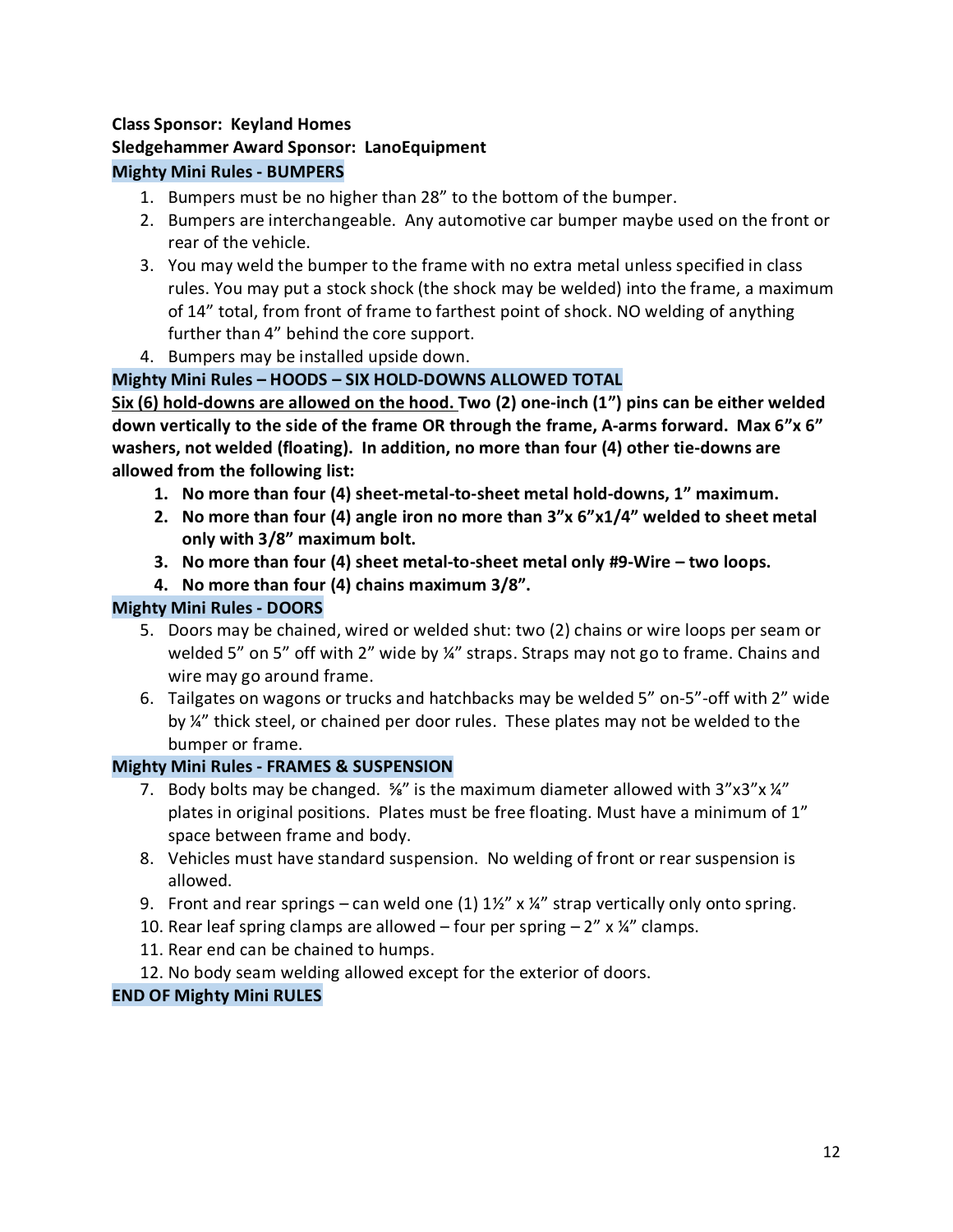**Class Sponsor: Keyland Homes**

**Sledgehammer Award Sponsor: LanoEquipment**

### Mighty Mini Rules - BUMPERS

1. Bumpers must be no higher than 28” to the bottom of the bumper.
2. Bumpers are interchangeable. Any automotive car bumper maybe used on the front or rear of the vehicle.
3. You may weld the bumper to the frame with no extra metal unless specified in class rules. You may put a stock shock (the shock may be welded) into the frame, a maximum of 14” total, from front of frame to farthest point of shock. NO welding of anything further than 4” behind the core support.
4. Bumpers may be installed upside down.

### Mighty Mini Rules – HOODS – SIX HOLD-DOWNS ALLOWED TOTAL

**<u>Six (6) hold-downs are allowed on the hood.</u> Two (2) one-inch (1”) pins can be either welded down vertically to the side of the frame OR through the frame, A-arms forward. Max 6”x 6” washers, not welded (floating). In addition, no more than four (4) other tie-downs are allowed from the following list:**

1. **No more than four (4) sheet-metal-to-sheet metal hold-downs, 1” maximum.**
2. **No more than four (4) angle iron no more than 3”x 6”x1/4” welded to sheet metal only with 3/8” maximum bolt.**
3. **No more than four (4) sheet metal-to-sheet metal only #9-Wire – two loops.**
4. **No more than four (4) chains maximum 3/8”.**

### Mighty Mini Rules - DOORS

5. Doors may be chained, wired or welded shut: two (2) chains or wire loops per seam or welded 5” on 5” off with 2” wide by ¼” straps. Straps may not go to frame. Chains and wire may go around frame.
6. Tailgates on wagons or trucks and hatchbacks may be welded 5” on-5”-off with 2” wide by ¼” thick steel, or chained per door rules. These plates may not be welded to the bumper or frame.

### Mighty Mini Rules - FRAMES & SUSPENSION

7. Body bolts may be changed. ⅝” is the maximum diameter allowed with 3”x3”x ¼” plates in original positions. Plates must be free floating. Must have a minimum of 1” space between frame and body.
8. Vehicles must have standard suspension. No welding of front or rear suspension is allowed.
9. Front and rear springs – can weld one (1) 1½” x ¼” strap vertically only onto spring.
10. Rear leaf spring clamps are allowed – four per spring – 2” x ¼” clamps.
11. Rear end can be chained to humps.
12. No body seam welding allowed except for the exterior of doors.

**END OF Mighty Mini RULES**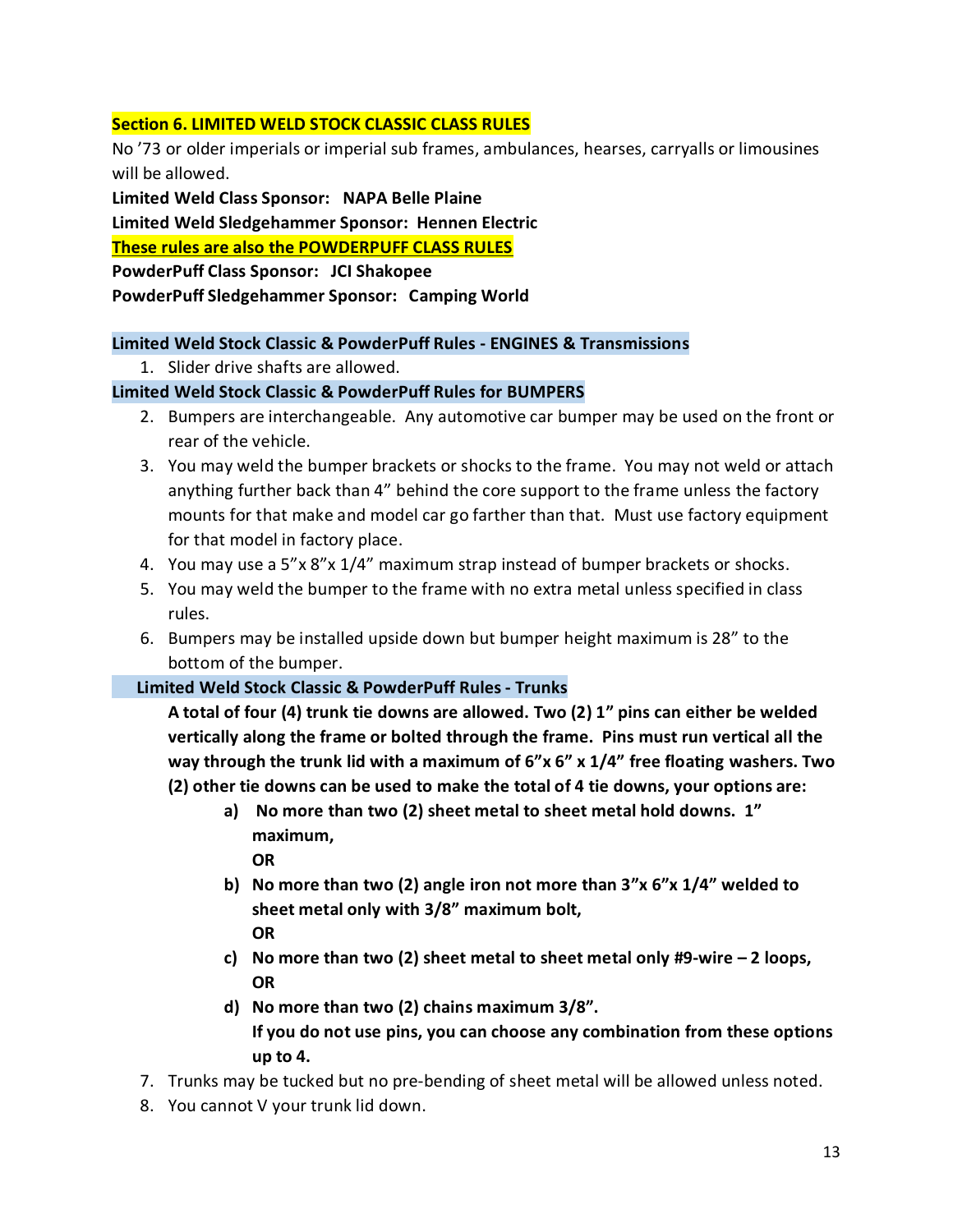## Section 6. LIMITED WELD STOCK CLASSIC CLASS RULES

No ’73 or older imperials or imperial sub frames, ambulances, hearses, carryalls or limousines will be allowed.

**Limited Weld Class Sponsor: NAPA Belle Plaine**

**Limited Weld Sledgehammer Sponsor: Hennen Electric**

**These rules are also the POWDERPUFF CLASS RULES**

**PowderPuff Class Sponsor: JCI Shakopee**

**PowderPuff Sledgehammer Sponsor: Camping World**

### Limited Weld Stock Classic & PowderPuff Rules - ENGINES & Transmissions

1. Slider drive shafts are allowed.

### Limited Weld Stock Classic & PowderPuff Rules for BUMPERS

2. Bumpers are interchangeable. Any automotive car bumper may be used on the front or rear of the vehicle.
3. You may weld the bumper brackets or shocks to the frame. You may not weld or attach anything further back than 4” behind the core support to the frame unless the factory mounts for that make and model car go farther than that. Must use factory equipment for that model in factory place.
4. You may use a 5”x 8”x 1/4” maximum strap instead of bumper brackets or shocks.
5. You may weld the bumper to the frame with no extra metal unless specified in class rules.
6. Bumpers may be installed upside down but bumper height maximum is 28” to the bottom of the bumper.

### Limited Weld Stock Classic & PowderPuff Rules - Trunks

**A total of four (4) trunk tie downs are allowed. Two (2) 1” pins can either be welded vertically along the frame or bolted through the frame. Pins must run vertical all the way through the trunk lid with a maximum of 6”x 6” x 1/4” free floating washers. Two (2) other tie downs can be used to make the total of 4 tie downs, your options are:**

- **a) No more than two (2) sheet metal to sheet metal hold downs. 1” maximum,**
  **OR**
- **b) No more than two (2) angle iron not more than 3”x 6”x 1/4” welded to sheet metal only with 3/8” maximum bolt,**
  **OR**
- **c) No more than two (2) sheet metal to sheet metal only #9-wire – 2 loops,**
  **OR**
- **d) No more than two (2) chains maximum 3/8”.**
  **If you do not use pins, you can choose any combination from these options up to 4.**

7. Trunks may be tucked but no pre-bending of sheet metal will be allowed unless noted.
8. You cannot V your trunk lid down.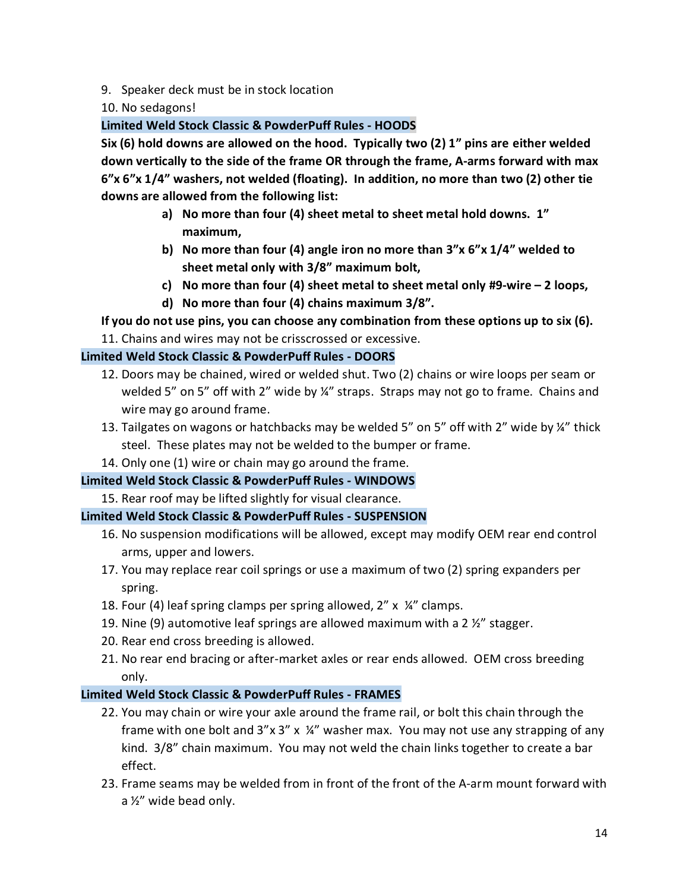9. Speaker deck must be in stock location
10. No sedagons!

**Limited Weld Stock Classic & PowderPuff Rules - HOODS**

**Six (6) hold downs are allowed on the hood. Typically two (2) 1" pins are either welded down vertically to the side of the frame OR through the frame, A-arms forward with max 6"x 6"x 1/4" washers, not welded (floating). In addition, no more than two (2) other tie downs are allowed from the following list:**

- **a) No more than four (4) sheet metal to sheet metal hold downs. 1" maximum,**
- **b) No more than four (4) angle iron no more than 3"x 6"x 1/4" welded to sheet metal only with 3/8" maximum bolt,**
- **c) No more than four (4) sheet metal to sheet metal only #9-wire – 2 loops,**
- **d) No more than four (4) chains maximum 3/8".**

**If you do not use pins, you can choose any combination from these options up to six (6).**

11. Chains and wires may not be crisscrossed or excessive.

**Limited Weld Stock Classic & PowderPuff Rules - DOORS**

12. Doors may be chained, wired or welded shut. Two (2) chains or wire loops per seam or welded 5" on 5" off with 2" wide by ¼" straps. Straps may not go to frame. Chains and wire may go around frame.
13. Tailgates on wagons or hatchbacks may be welded 5" on 5" off with 2" wide by ¼" thick steel. These plates may not be welded to the bumper or frame.
14. Only one (1) wire or chain may go around the frame.

**Limited Weld Stock Classic & PowderPuff Rules - WINDOWS**

15. Rear roof may be lifted slightly for visual clearance.

**Limited Weld Stock Classic & PowderPuff Rules - SUSPENSION**

16. No suspension modifications will be allowed, except may modify OEM rear end control arms, upper and lowers.
17. You may replace rear coil springs or use a maximum of two (2) spring expanders per spring.
18. Four (4) leaf spring clamps per spring allowed, 2" x ¼" clamps.
19. Nine (9) automotive leaf springs are allowed maximum with a 2 ½" stagger.
20. Rear end cross breeding is allowed.
21. No rear end bracing or after-market axles or rear ends allowed. OEM cross breeding only.

**Limited Weld Stock Classic & PowderPuff Rules - FRAMES**

22. You may chain or wire your axle around the frame rail, or bolt this chain through the frame with one bolt and 3"x 3" x ¼" washer max. You may not use any strapping of any kind. 3/8" chain maximum. You may not weld the chain links together to create a bar effect.
23. Frame seams may be welded from in front of the front of the A-arm mount forward with a ½" wide bead only.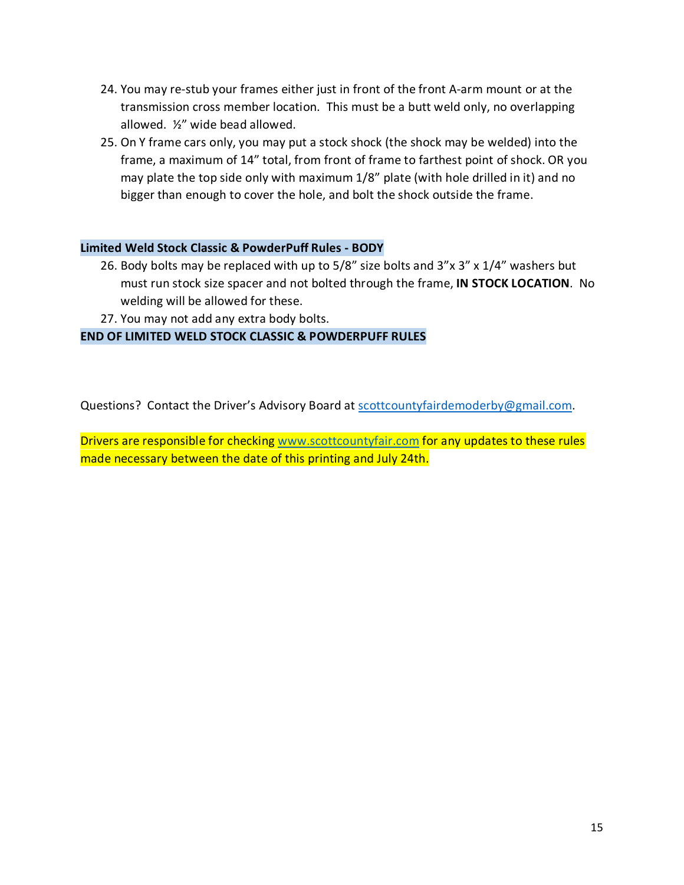24. You may re-stub your frames either just in front of the front A-arm mount or at the transmission cross member location. This must be a butt weld only, no overlapping allowed. ½" wide bead allowed.
25. On Y frame cars only, you may put a stock shock (the shock may be welded) into the frame, a maximum of 14" total, from front of frame to farthest point of shock. OR you may plate the top side only with maximum 1/8" plate (with hole drilled in it) and no bigger than enough to cover the hole, and bolt the shock outside the frame.

**Limited Weld Stock Classic & PowderPuff Rules - BODY**

26. Body bolts may be replaced with up to 5/8" size bolts and 3"x 3" x 1/4" washers but must run stock size spacer and not bolted through the frame, **IN STOCK LOCATION**. No welding will be allowed for these.
27. You may not add any extra body bolts.

**END OF LIMITED WELD STOCK CLASSIC & POWDERPUFF RULES**

Questions? Contact the Driver's Advisory Board at scottcountyfairdemoderby@gmail.com.

Drivers are responsible for checking www.scottcountyfair.com for any updates to these rules made necessary between the date of this printing and July 24th.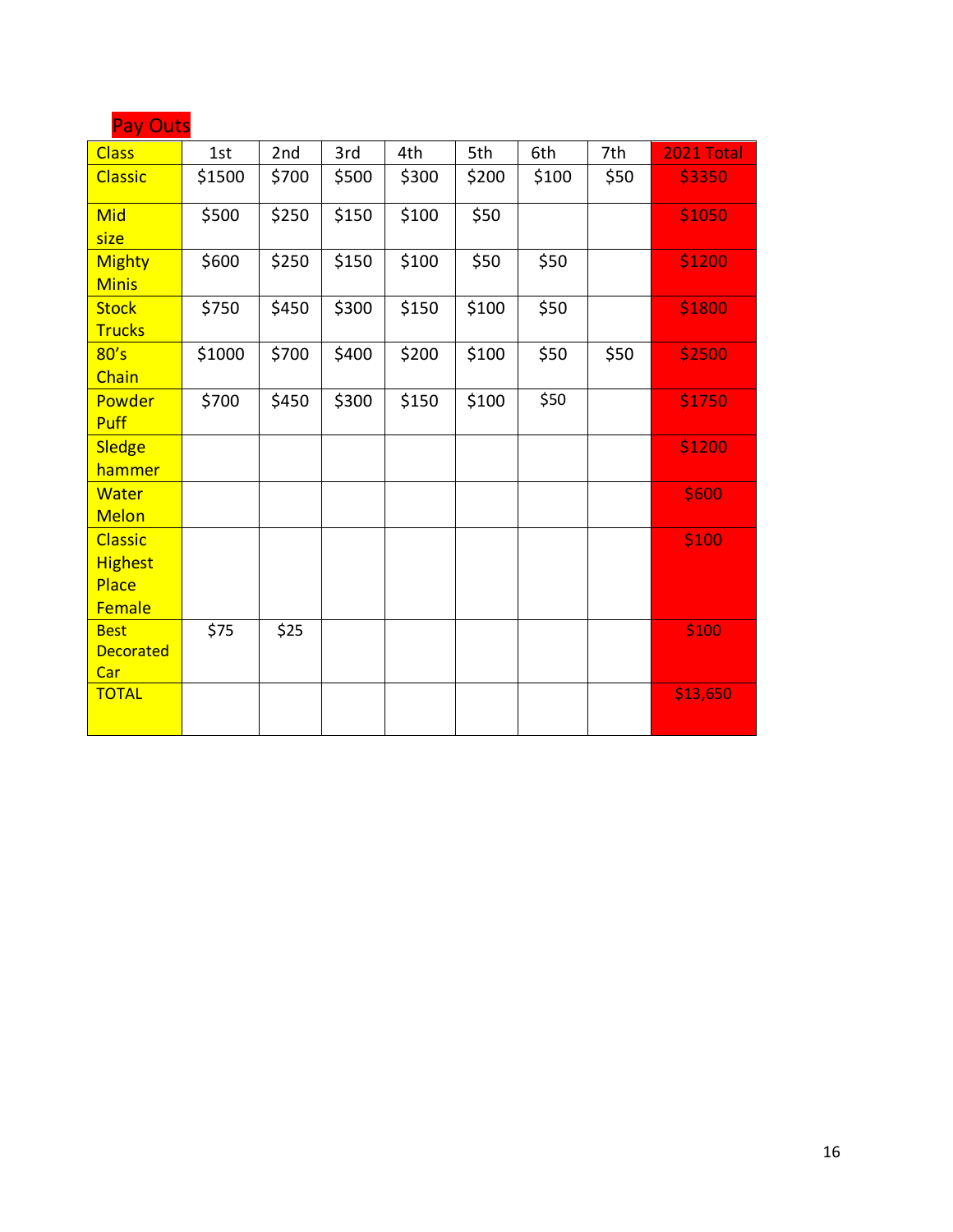## Pay Outs

| Class | 1st | 2nd | 3rd | 4th | 5th | 6th | 7th | 2021 Total |
|---|---|---|---|---|---|---|---|---|
| Classic | $1500 | $700 | $500 | $300 | $200 | $100 | $50 | $3350 |
| Mid size | $500 | $250 | $150 | $100 | $50 | | | $1050 |
| Mighty Minis | $600 | $250 | $150 | $100 | $50 | $50 | | $1200 |
| Stock Trucks | $750 | $450 | $300 | $150 | $100 | $50 | | $1800 |
| 80's Chain | $1000 | $700 | $400 | $200 | $100 | $50 | $50 | $2500 |
| Powder Puff | $700 | $450 | $300 | $150 | $100 | $50 | | $1750 |
| Sledge hammer | | | | | | | | $1200 |
| Water Melon | | | | | | | | $600 |
| Classic Highest Place Female | | | | | | | | $100 |
| Best Decorated Car | $75 | $25 | | | | | | $100 |
| TOTAL | | | | | | | | $13,650 |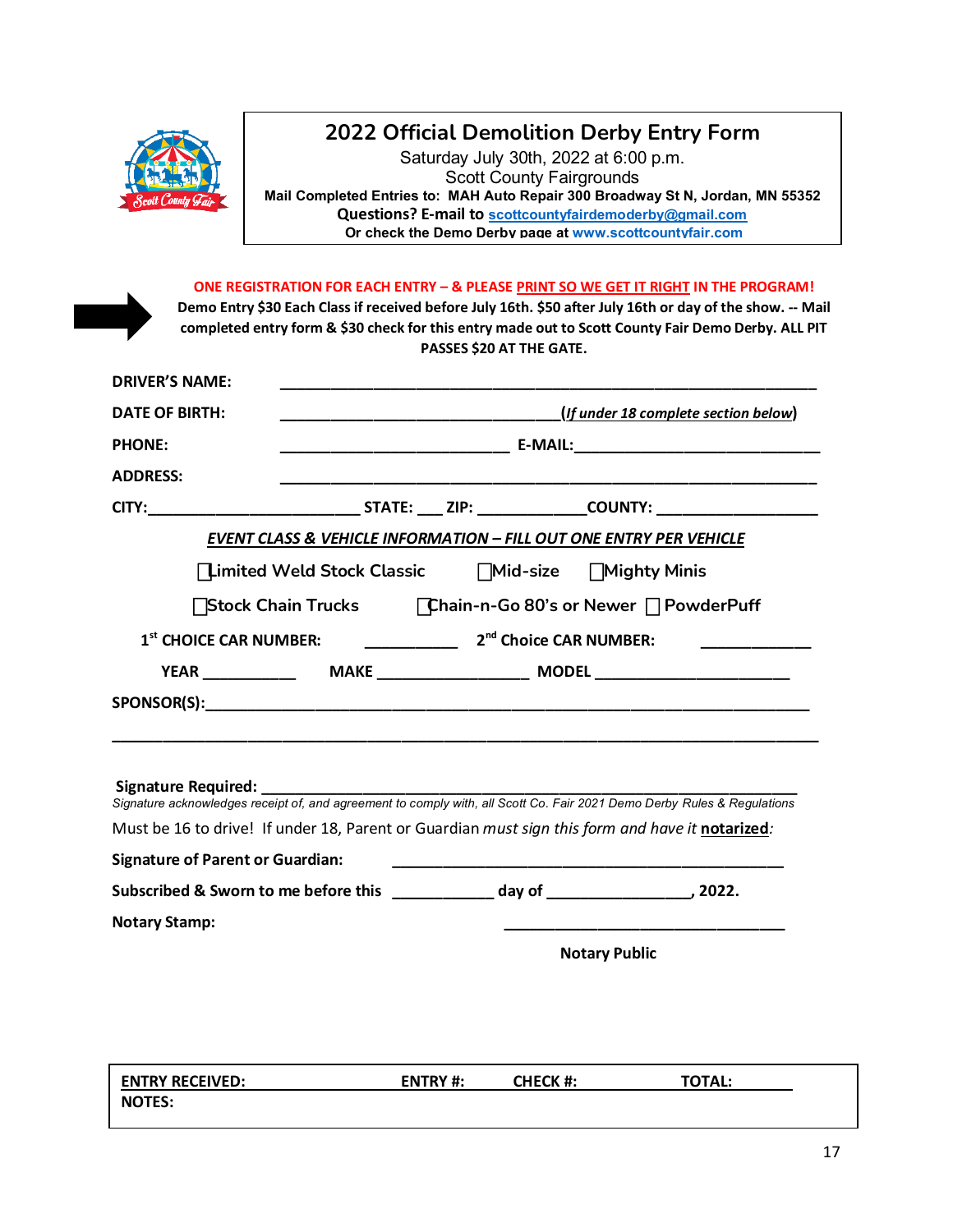# 2022 Official Demolition Derby Entry Form

Saturday July 30th, 2022 at 6:00 p.m.
Scott County Fairgrounds
**Mail Completed Entries to: MAH Auto Repair 300 Broadway St N, Jordan, MN 55352**
**Questions? E-mail to scottcountyfairdemoderby@gmail.com**
**Or check the Demo Derby page at www.scottcountyfair.com**

**ONE REGISTRATION FOR EACH ENTRY – & PLEASE PRINT SO WE GET IT RIGHT IN THE PROGRAM!**
**Demo Entry $30 Each Class if received before July 16th. $50 after July 16th or day of the show. -- Mail completed entry form & $30 check for this entry made out to Scott County Fair Demo Derby. ALL PIT PASSES $20 AT THE GATE.**

**DRIVER'S NAME:** ________________________________________

**DATE OF BIRTH:** ______________________ (*If under 18 complete section below*)

**PHONE:** __________________ **E-MAIL:** ____________________

**ADDRESS:** ________________________________________

**CITY:** ________________ **STATE:** ___ **ZIP:** ________ **COUNTY:** ____________

***EVENT CLASS & VEHICLE INFORMATION – FILL OUT ONE ENTRY PER VEHICLE***

☐ Limited Weld Stock Classic ☐ Mid-size ☐ Mighty Minis

☐ Stock Chain Trucks ☐ Chain-n-Go 80's or Newer ☐ PowderPuff

**1st CHOICE CAR NUMBER:** ________ **2nd Choice CAR NUMBER:** ________

**YEAR** ________ **MAKE** ____________ **MODEL** ______________

**SPONSOR(S):** ________________________________________

________________________________________

**Signature Required:** ________________________________________

*Signature acknowledges receipt of, and agreement to comply with, all Scott Co. Fair 2021 Demo Derby Rules & Regulations*

Must be 16 to drive! If under 18, Parent or Guardian *must sign this form and have it* **notarized**:

**Signature of Parent or Guardian:** ______________________________

**Subscribed & Sworn to me before this** ________ **day of** ____________, **2022.**

**Notary Stamp:** ______________________

**Notary Public**

| ENTRY RECEIVED: | ENTRY #: | CHECK #: | TOTAL: |
|---|---|---|---|
| NOTES: | | | |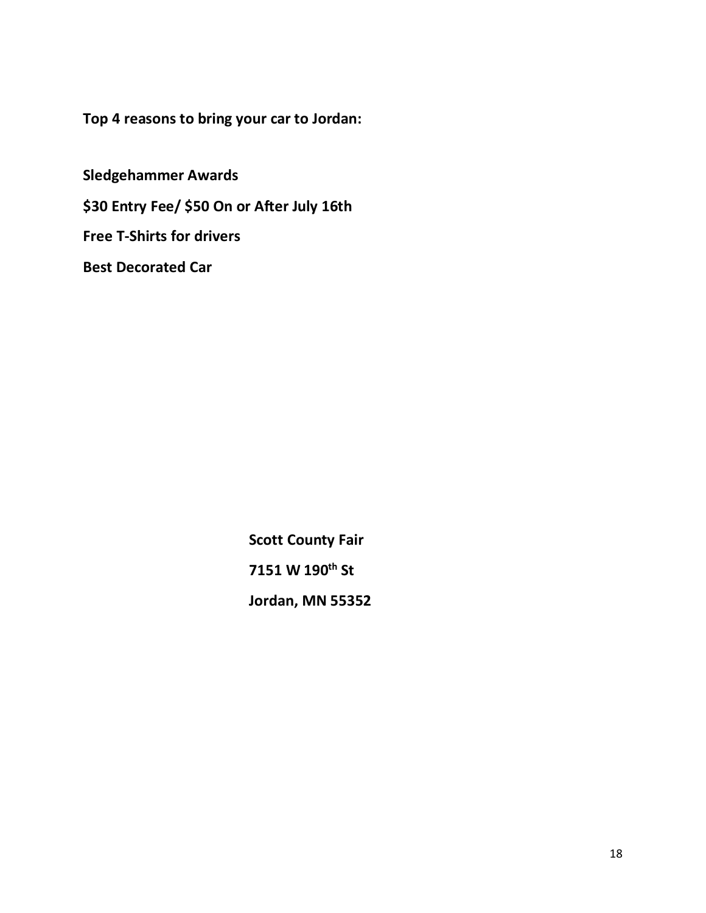**Top 4 reasons to bring your car to Jordan:**

**Sledgehammer Awards**

**$30 Entry Fee/ $50 On or After July 16th**

**Free T-Shirts for drivers**

**Best Decorated Car**

**Scott County Fair**

**7151 W 190th St**

**Jordan, MN 55352**